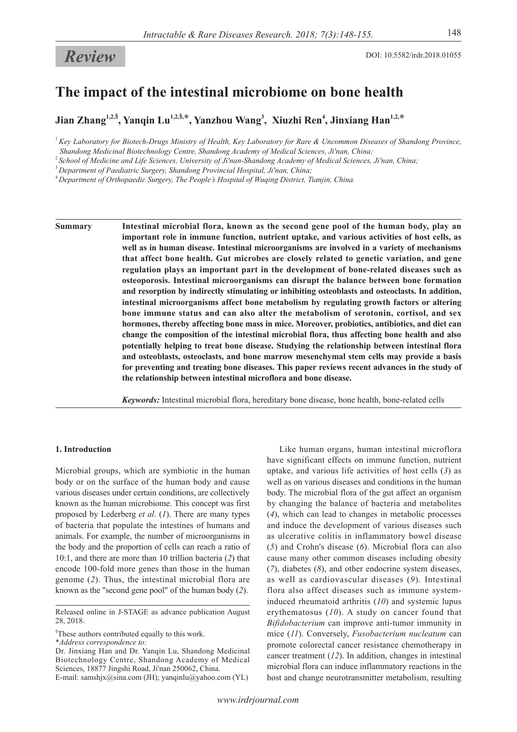*Review*

DOI: 10.5582/irdr.2018.01055

# The impact of the intestinal microbiome on bone health

**Jian Zhang[1,2,§], Yanqin Lu[1,2,§,*], Yanzhou Wang[3], Xiuzhi Ren[4], Jinxiang Han[1,2,*]**

[1] *Key Laboratory for Biotech-Drugs Ministry of Health, Key Laboratory for Rare & Uncommon Diseases of Shandong Province, Shandong Medicinal Biotechnology Centre, Shandong Academy of Medical Sciences, Ji'nan, China;*

[2] *School of Medicine and Life Sciences, University of Ji'nan-Shandong Academy of Medical Sciences, Ji'nan, China;*

[3] *Department of Paediatric Surgery, Shandong Provincial Hospital, Ji'nan, China;*

[4] *Department of Orthopaedic Surgery, The People's Hospital of Wuqing District, Tianjin, China.*

**Summary** **Intestinal microbial flora, known as the second gene pool of the human body, play an important role in immune function, nutrient uptake, and various activities of host cells, as well as in human disease. Intestinal microorganisms are involved in a variety of mechanisms that affect bone health. Gut microbes are closely related to genetic variation, and gene regulation plays an important part in the development of bone-related diseases such as osteoporosis. Intestinal microorganisms can disrupt the balance between bone formation and resorption by indirectly stimulating or inhibiting osteoblasts and osteoclasts. In addition, intestinal microorganisms affect bone metabolism by regulating growth factors or altering bone immune status and can also alter the metabolism of serotonin, cortisol, and sex hormones, thereby affecting bone mass in mice. Moreover, probiotics, antibiotics, and diet can change the composition of the intestinal microbial flora, thus affecting bone health and also potentially helping to treat bone disease. Studying the relationship between intestinal flora and osteoblasts, osteoclasts, and bone marrow mesenchymal stem cells may provide a basis for preventing and treating bone diseases. This paper reviews recent advances in the study of the relationship between intestinal microflora and bone disease.**

***Keywords:*** Intestinal microbial flora, hereditary bone disease, bone health, bone-related cells

## 1. Introduction

Microbial groups, which are symbiotic in the human body or on the surface of the human body and cause various diseases under certain conditions, are collectively known as the human microbiome. This concept was first proposed by Lederberg *et al*. (*1*). There are many types of bacteria that populate the intestines of humans and animals. For example, the number of microorganisms in the body and the proportion of cells can reach a ratio of 10:1, and there are more than 10 trillion bacteria (*2*) that encode 100-fold more genes than those in the human genome (*2*). Thus, the intestinal microbial flora are known as the "second gene pool" of the human body (*2*).

Like human organs, human intestinal microflora have significant effects on immune function, nutrient uptake, and various life activities of host cells (*3*) as well as on various diseases and conditions in the human body. The microbial flora of the gut affect an organism by changing the balance of bacteria and metabolites (*4*), which can lead to changes in metabolic processes and induce the development of various diseases such as ulcerative colitis in inflammatory bowel disease (*5*) and Crohn's disease (*6*). Microbial flora can also cause many other common diseases including obesity (*7*), diabetes (*8*), and other endocrine system diseases, as well as cardiovascular diseases (*9*). Intestinal flora also affect diseases such as immune system-induced rheumatoid arthritis (*10*) and systemic lupus erythematosus (*10*). A study on cancer found that *Bifidobacterium* can improve anti-tumor immunity in mice (*11*). Conversely, *Fusobacterium nucleatum* can promote colorectal cancer resistance chemotherapy in cancer treatment (*12*). In addition, changes in intestinal microbial flora can induce inflammatory reactions in the host and change neurotransmitter metabolism, resulting

---

Released online in J-STAGE as advance publication August 28, 2018.

[§]These authors contributed equally to this work.

[*]*Address correspondence to:*

Dr. Jinxiang Han and Dr. Yanqin Lu, Shandong Medicinal Biotechnology Centre, Shandong Academy of Medical Sciences, 18877 Jingshi Road, Ji'nan 250062, China.

E-mail: samshjx@sina.com (JH); yanqinlu@yahoo.com (YL)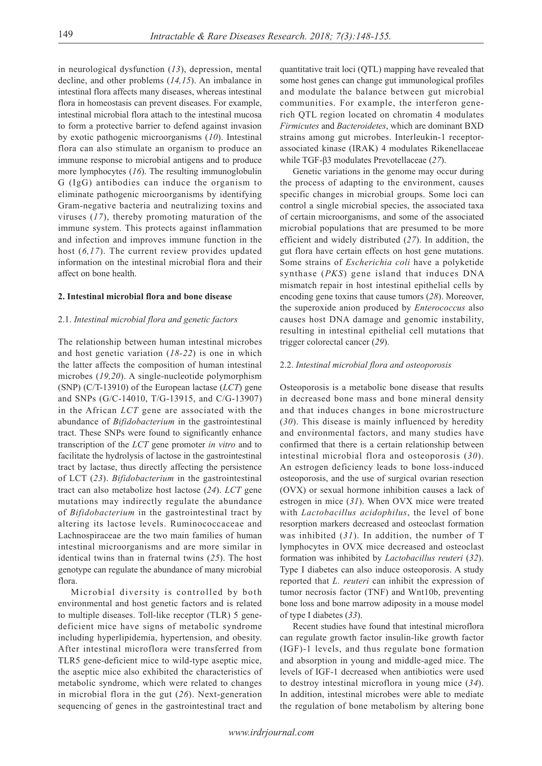in neurological dysfunction (*13*), depression, mental decline, and other problems (*14,15*). An imbalance in intestinal flora affects many diseases, whereas intestinal flora in homeostasis can prevent diseases. For example, intestinal microbial flora attach to the intestinal mucosa to form a protective barrier to defend against invasion by exotic pathogenic microorganisms (*10*). Intestinal flora can also stimulate an organism to produce an immune response to microbial antigens and to produce more lymphocytes (*16*). The resulting immunoglobulin G (IgG) antibodies can induce the organism to eliminate pathogenic microorganisms by identifying Gram-negative bacteria and neutralizing toxins and viruses (*17*), thereby promoting maturation of the immune system. This protects against inflammation and infection and improves immune function in the host (*6,17*). The current review provides updated information on the intestinal microbial flora and their affect on bone health.

## 2. Intestinal microbial flora and bone disease

### 2.1. *Intestinal microbial flora and genetic factors*

The relationship between human intestinal microbes and host genetic variation (*18-22*) is one in which the latter affects the composition of human intestinal microbes (*19,20*). A single-nucleotide polymorphism (SNP) (C/T-13910) of the European lactase (*LCT*) gene and SNPs (G/C-14010, T/G-13915, and C/G-13907) in the African *LCT* gene are associated with the abundance of *Bifidobacterium* in the gastrointestinal tract. These SNPs were found to significantly enhance transcription of the *LCT* gene promoter *in vitro* and to facilitate the hydrolysis of lactose in the gastrointestinal tract by lactase, thus directly affecting the persistence of LCT (*23*). *Bifidobacterium* in the gastrointestinal tract can also metabolize host lactose (*24*). *LCT* gene mutations may indirectly regulate the abundance of *Bifidobacterium* in the gastrointestinal tract by altering its lactose levels. Ruminococcaceae and Lachnospiraceae are the two main families of human intestinal microorganisms and are more similar in identical twins than in fraternal twins (*25*). The host genotype can regulate the abundance of many microbial flora.

Microbial diversity is controlled by both environmental and host genetic factors and is related to multiple diseases. Toll-like receptor (TLR) 5 gene-deficient mice have signs of metabolic syndrome including hyperlipidemia, hypertension, and obesity. After intestinal microflora were transferred from TLR5 gene-deficient mice to wild-type aseptic mice, the aseptic mice also exhibited the characteristics of metabolic syndrome, which were related to changes in microbial flora in the gut (*26*). Next-generation sequencing of genes in the gastrointestinal tract and quantitative trait loci (QTL) mapping have revealed that some host genes can change gut immunological profiles and modulate the balance between gut microbial communities. For example, the interferon gene-rich QTL region located on chromatin 4 modulates *Firmicutes* and *Bacteroidetes*, which are dominant BXD strains among gut microbes. Interleukin-1 receptor-associated kinase (IRAK) 4 modulates Rikenellaceae while TGF-β3 modulates Prevotellaceae (*27*).

Genetic variations in the genome may occur during the process of adapting to the environment, causes specific changes in microbial groups. Some loci can control a single microbial species, the associated taxa of certain microorganisms, and some of the associated microbial populations that are presumed to be more efficient and widely distributed (*27*). In addition, the gut flora have certain effects on host gene mutations. Some strains of *Escherichia coli* have a polyketide synthase (*PKS*) gene island that induces DNA mismatch repair in host intestinal epithelial cells by encoding gene toxins that cause tumors (*28*). Moreover, the superoxide anion produced by *Enterococcus* also causes host DNA damage and genomic instability, resulting in intestinal epithelial cell mutations that trigger colorectal cancer (*29*).

### 2.2. *Intestinal microbial flora and osteoporosis*

Osteoporosis is a metabolic bone disease that results in decreased bone mass and bone mineral density and that induces changes in bone microstructure (*30*). This disease is mainly influenced by heredity and environmental factors, and many studies have confirmed that there is a certain relationship between intestinal microbial flora and osteoporosis (*30*). An estrogen deficiency leads to bone loss-induced osteoporosis, and the use of surgical ovarian resection (OVX) or sexual hormone inhibition causes a lack of estrogen in mice (*31*). When OVX mice were treated with *Lactobacillus acidophilus*, the level of bone resorption markers decreased and osteoclast formation was inhibited (*31*). In addition, the number of T lymphocytes in OVX mice decreased and osteoclast formation was inhibited by *Lactobacillus reuteri* (*32*). Type I diabetes can also induce osteoporosis. A study reported that *L. reuteri* can inhibit the expression of tumor necrosis factor (TNF) and Wnt10b, preventing bone loss and bone marrow adiposity in a mouse model of type I diabetes (*33*).

Recent studies have found that intestinal microflora can regulate growth factor insulin-like growth factor (IGF)-1 levels, and thus regulate bone formation and absorption in young and middle-aged mice. The levels of IGF-1 decreased when antibiotics were used to destroy intestinal microflora in young mice (*34*). In addition, intestinal microbes were able to mediate the regulation of bone metabolism by altering bone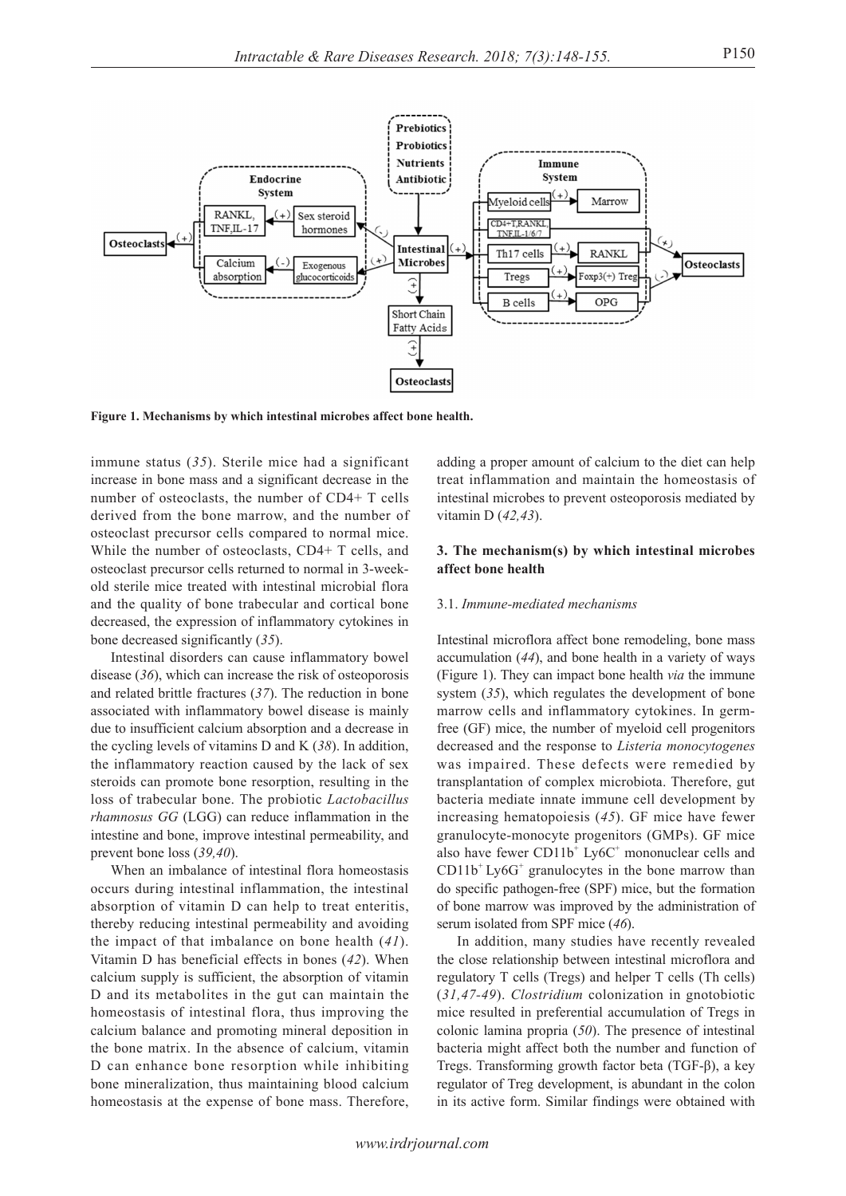**Figure 1. Mechanisms by which intestinal microbes affect bone health.**

immune status (*35*). Sterile mice had a significant increase in bone mass and a significant decrease in the number of osteoclasts, the number of CD4+ T cells derived from the bone marrow, and the number of osteoclast precursor cells compared to normal mice. While the number of osteoclasts, CD4+ T cells, and osteoclast precursor cells returned to normal in 3-week-old sterile mice treated with intestinal microbial flora and the quality of bone trabecular and cortical bone decreased, the expression of inflammatory cytokines in bone decreased significantly (*35*).

Intestinal disorders can cause inflammatory bowel disease (*36*), which can increase the risk of osteoporosis and related brittle fractures (*37*). The reduction in bone associated with inflammatory bowel disease is mainly due to insufficient calcium absorption and a decrease in the cycling levels of vitamins D and K (*38*). In addition, the inflammatory reaction caused by the lack of sex steroids can promote bone resorption, resulting in the loss of trabecular bone. The probiotic *Lactobacillus rhamnosus GG* (LGG) can reduce inflammation in the intestine and bone, improve intestinal permeability, and prevent bone loss (*39,40*).

When an imbalance of intestinal flora homeostasis occurs during intestinal inflammation, the intestinal absorption of vitamin D can help to treat enteritis, thereby reducing intestinal permeability and avoiding the impact of that imbalance on bone health (*41*). Vitamin D has beneficial effects in bones (*42*). When calcium supply is sufficient, the absorption of vitamin D and its metabolites in the gut can maintain the homeostasis of intestinal flora, thus improving the calcium balance and promoting mineral deposition in the bone matrix. In the absence of calcium, vitamin D can enhance bone resorption while inhibiting bone mineralization, thus maintaining blood calcium homeostasis at the expense of bone mass. Therefore, adding a proper amount of calcium to the diet can help treat inflammation and maintain the homeostasis of intestinal microbes to prevent osteoporosis mediated by vitamin D (*42,43*).

## 3. The mechanism(s) by which intestinal microbes affect bone health

### 3.1. *Immune-mediated mechanisms*

Intestinal microflora affect bone remodeling, bone mass accumulation (*44*), and bone health in a variety of ways (Figure 1). They can impact bone health *via* the immune system (*35*), which regulates the development of bone marrow cells and inflammatory cytokines. In germ-free (GF) mice, the number of myeloid cell progenitors decreased and the response to *Listeria monocytogenes* was impaired. These defects were remedied by transplantation of complex microbiota. Therefore, gut bacteria mediate innate immune cell development by increasing hematopoiesis (*45*). GF mice have fewer granulocyte-monocyte progenitors (GMPs). GF mice also have fewer $CD11b^+$ $Ly6C^+$ mononuclear cells and $CD11b^+$ $Ly6G^+$ granulocytes in the bone marrow than do specific pathogen-free (SPF) mice, but the formation of bone marrow was improved by the administration of serum isolated from SPF mice (*46*).

In addition, many studies have recently revealed the close relationship between intestinal microflora and regulatory T cells (Tregs) and helper T cells (Th cells) (*31,47-49*). *Clostridium* colonization in gnotobiotic mice resulted in preferential accumulation of Tregs in colonic lamina propria (*50*). The presence of intestinal bacteria might affect both the number and function of Tregs. Transforming growth factor beta (TGF-β), a key regulator of Treg development, is abundant in the colon in its active form. Similar findings were obtained with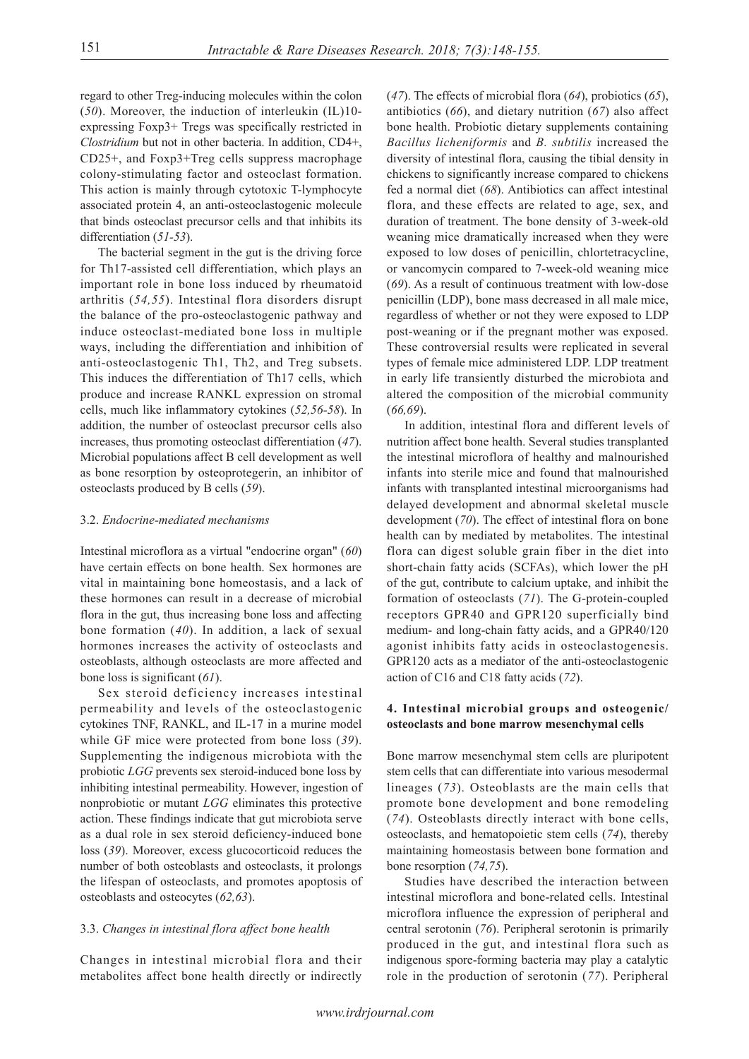regard to other Treg-inducing molecules within the colon (*50*). Moreover, the induction of interleukin (IL)10-expressing Foxp3+ Tregs was specifically restricted in *Clostridium* but not in other bacteria. In addition, CD4+, CD25+, and Foxp3+Treg cells suppress macrophage colony-stimulating factor and osteoclast formation. This action is mainly through cytotoxic T-lymphocyte associated protein 4, an anti-osteoclastogenic molecule that binds osteoclast precursor cells and that inhibits its differentiation (*51-53*).

The bacterial segment in the gut is the driving force for Th17-assisted cell differentiation, which plays an important role in bone loss induced by rheumatoid arthritis (*54,55*). Intestinal flora disorders disrupt the balance of the pro-osteoclastogenic pathway and induce osteoclast-mediated bone loss in multiple ways, including the differentiation and inhibition of anti-osteoclastogenic Th1, Th2, and Treg subsets. This induces the differentiation of Th17 cells, which produce and increase RANKL expression on stromal cells, much like inflammatory cytokines (*52,56-58*). In addition, the number of osteoclast precursor cells also increases, thus promoting osteoclast differentiation (*47*). Microbial populations affect B cell development as well as bone resorption by osteoprotegerin, an inhibitor of osteoclasts produced by B cells (*59*).

### 3.2. *Endocrine-mediated mechanisms*

Intestinal microflora as a virtual "endocrine organ" (*60*) have certain effects on bone health. Sex hormones are vital in maintaining bone homeostasis, and a lack of these hormones can result in a decrease of microbial flora in the gut, thus increasing bone loss and affecting bone formation (*40*). In addition, a lack of sexual hormones increases the activity of osteoclasts and osteoblasts, although osteoclasts are more affected and bone loss is significant (*61*).

Sex steroid deficiency increases intestinal permeability and levels of the osteoclastogenic cytokines TNF, RANKL, and IL-17 in a murine model while GF mice were protected from bone loss (*39*). Supplementing the indigenous microbiota with the probiotic *LGG* prevents sex steroid-induced bone loss by inhibiting intestinal permeability. However, ingestion of nonprobiotic or mutant *LGG* eliminates this protective action. These findings indicate that gut microbiota serve as a dual role in sex steroid deficiency-induced bone loss (*39*). Moreover, excess glucocorticoid reduces the number of both osteoblasts and osteoclasts, it prolongs the lifespan of osteoclasts, and promotes apoptosis of osteoblasts and osteocytes (*62,63*).

### 3.3. *Changes in intestinal flora affect bone health*

Changes in intestinal microbial flora and their metabolites affect bone health directly or indirectly (*47*). The effects of microbial flora (*64*), probiotics (*65*), antibiotics (*66*), and dietary nutrition (*67*) also affect bone health. Probiotic dietary supplements containing *Bacillus licheniformis* and *B. subtilis* increased the diversity of intestinal flora, causing the tibial density in chickens to significantly increase compared to chickens fed a normal diet (*68*). Antibiotics can affect intestinal flora, and these effects are related to age, sex, and duration of treatment. The bone density of 3-week-old weaning mice dramatically increased when they were exposed to low doses of penicillin, chlortetracycline, or vancomycin compared to 7-week-old weaning mice (*69*). As a result of continuous treatment with low-dose penicillin (LDP), bone mass decreased in all male mice, regardless of whether or not they were exposed to LDP post-weaning or if the pregnant mother was exposed. These controversial results were replicated in several types of female mice administered LDP. LDP treatment in early life transiently disturbed the microbiota and altered the composition of the microbial community (*66,69*).

In addition, intestinal flora and different levels of nutrition affect bone health. Several studies transplanted the intestinal microflora of healthy and malnourished infants into sterile mice and found that malnourished infants with transplanted intestinal microorganisms had delayed development and abnormal skeletal muscle development (*70*). The effect of intestinal flora on bone health can by mediated by metabolites. The intestinal flora can digest soluble grain fiber in the diet into short-chain fatty acids (SCFAs), which lower the pH of the gut, contribute to calcium uptake, and inhibit the formation of osteoclasts (*71*). The G-protein-coupled receptors GPR40 and GPR120 superficially bind medium- and long-chain fatty acids, and a GPR40/120 agonist inhibits fatty acids in osteoclastogenesis. GPR120 acts as a mediator of the anti-osteoclastogenic action of C16 and C18 fatty acids (*72*).

## 4. Intestinal microbial groups and osteogenic/osteoclasts and bone marrow mesenchymal cells

Bone marrow mesenchymal stem cells are pluripotent stem cells that can differentiate into various mesodermal lineages (*73*). Osteoblasts are the main cells that promote bone development and bone remodeling (*74*). Osteoblasts directly interact with bone cells, osteoclasts, and hematopoietic stem cells (*74*), thereby maintaining homeostasis between bone formation and bone resorption (*74,75*).

Studies have described the interaction between intestinal microflora and bone-related cells. Intestinal microflora influence the expression of peripheral and central serotonin (*76*). Peripheral serotonin is primarily produced in the gut, and intestinal flora such as indigenous spore-forming bacteria may play a catalytic role in the production of serotonin (*77*). Peripheral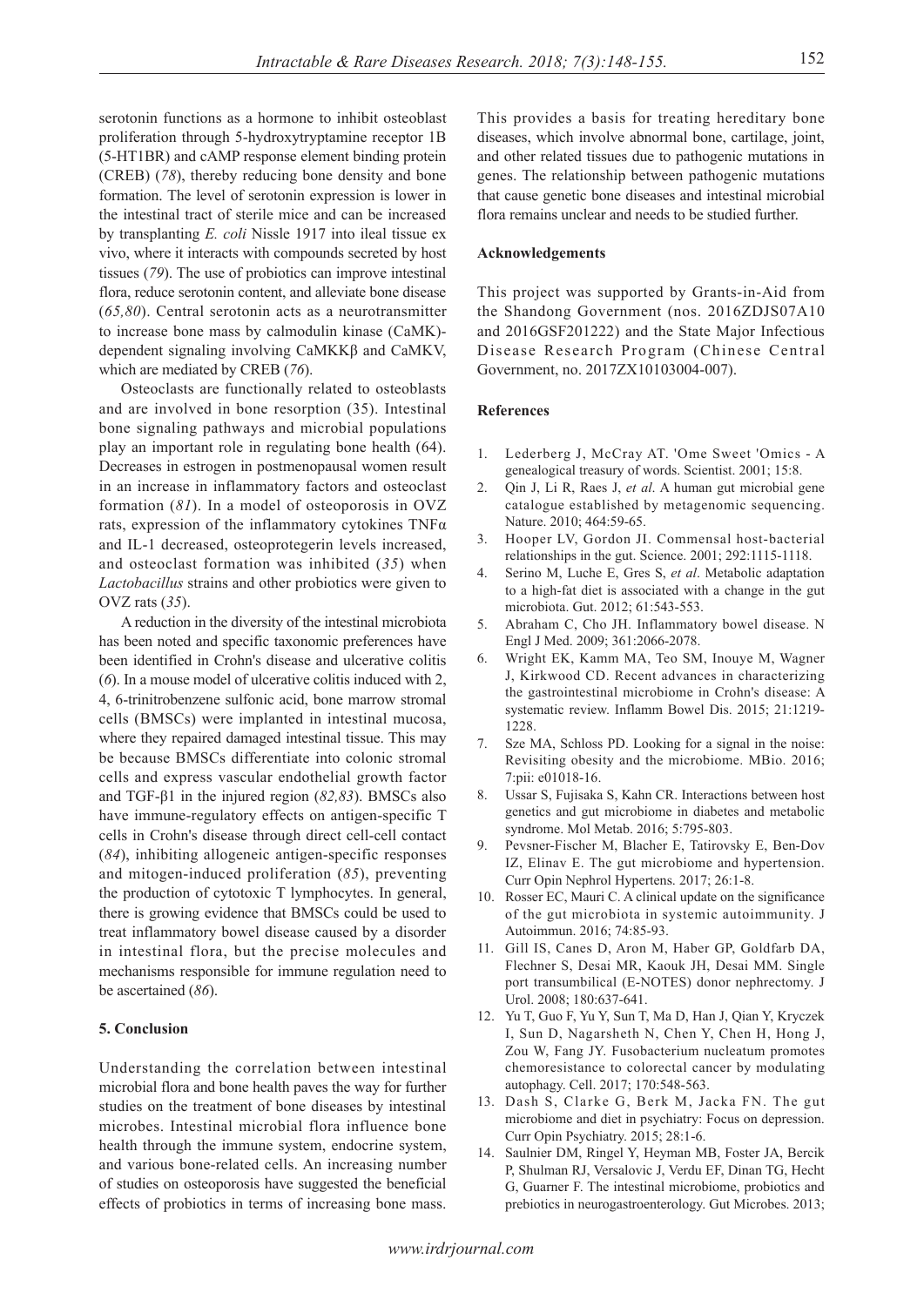serotonin functions as a hormone to inhibit osteoblast proliferation through 5-hydroxytryptamine receptor 1B (5-HT1BR) and cAMP response element binding protein (CREB) (*78*), thereby reducing bone density and bone formation. The level of serotonin expression is lower in the intestinal tract of sterile mice and can be increased by transplanting *E. coli* Nissle 1917 into ileal tissue ex vivo, where it interacts with compounds secreted by host tissues (*79*). The use of probiotics can improve intestinal flora, reduce serotonin content, and alleviate bone disease (*65,80*). Central serotonin acts as a neurotransmitter to increase bone mass by calmodulin kinase (CaMK)-dependent signaling involving CaMKKβ and CaMKV, which are mediated by CREB (*76*).

Osteoclasts are functionally related to osteoblasts and are involved in bone resorption (35). Intestinal bone signaling pathways and microbial populations play an important role in regulating bone health (64). Decreases in estrogen in postmenopausal women result in an increase in inflammatory factors and osteoclast formation (*81*). In a model of osteoporosis in OVZ rats, expression of the inflammatory cytokines TNFα and IL-1 decreased, osteoprotegerin levels increased, and osteoclast formation was inhibited (*35*) when *Lactobacillus* strains and other probiotics were given to OVZ rats (*35*).

A reduction in the diversity of the intestinal microbiota has been noted and specific taxonomic preferences have been identified in Crohn's disease and ulcerative colitis (*6*). In a mouse model of ulcerative colitis induced with 2, 4, 6-trinitrobenzene sulfonic acid, bone marrow stromal cells (BMSCs) were implanted in intestinal mucosa, where they repaired damaged intestinal tissue. This may be because BMSCs differentiate into colonic stromal cells and express vascular endothelial growth factor and TGF-β1 in the injured region (*82,83*). BMSCs also have immune-regulatory effects on antigen-specific T cells in Crohn's disease through direct cell-cell contact (*84*), inhibiting allogeneic antigen-specific responses and mitogen-induced proliferation (*85*), preventing the production of cytotoxic T lymphocytes. In general, there is growing evidence that BMSCs could be used to treat inflammatory bowel disease caused by a disorder in intestinal flora, but the precise molecules and mechanisms responsible for immune regulation need to be ascertained (*86*).

## 5. Conclusion

Understanding the correlation between intestinal microbial flora and bone health paves the way for further studies on the treatment of bone diseases by intestinal microbes. Intestinal microbial flora influence bone health through the immune system, endocrine system, and various bone-related cells. An increasing number of studies on osteoporosis have suggested the beneficial effects of probiotics in terms of increasing bone mass. This provides a basis for treating hereditary bone diseases, which involve abnormal bone, cartilage, joint, and other related tissues due to pathogenic mutations in genes. The relationship between pathogenic mutations that cause genetic bone diseases and intestinal microbial flora remains unclear and needs to be studied further.

## Acknowledgements

This project was supported by Grants-in-Aid from the Shandong Government (nos. 2016ZDJS07A10 and 2016GSF201222) and the State Major Infectious Disease Research Program (Chinese Central Government, no. 2017ZX10103004-007).

## References

1. Lederberg J, McCray AT. 'Ome Sweet 'Omics - A genealogical treasury of words. Scientist. 2001; 15:8.
2. Qin J, Li R, Raes J, *et al*. A human gut microbial gene catalogue established by metagenomic sequencing. Nature. 2010; 464:59-65.
3. Hooper LV, Gordon JI. Commensal host-bacterial relationships in the gut. Science. 2001; 292:1115-1118.
4. Serino M, Luche E, Gres S, *et al*. Metabolic adaptation to a high-fat diet is associated with a change in the gut microbiota. Gut. 2012; 61:543-553.
5. Abraham C, Cho JH. Inflammatory bowel disease. N Engl J Med. 2009; 361:2066-2078.
6. Wright EK, Kamm MA, Teo SM, Inouye M, Wagner J, Kirkwood CD. Recent advances in characterizing the gastrointestinal microbiome in Crohn's disease: A systematic review. Inflamm Bowel Dis. 2015; 21:1219-1228.
7. Sze MA, Schloss PD. Looking for a signal in the noise: Revisiting obesity and the microbiome. MBio. 2016; 7:pii: e01018-16.
8. Ussar S, Fujisaka S, Kahn CR. Interactions between host genetics and gut microbiome in diabetes and metabolic syndrome. Mol Metab. 2016; 5:795-803.
9. Pevsner-Fischer M, Blacher E, Tatirovsky E, Ben-Dov IZ, Elinav E. The gut microbiome and hypertension. Curr Opin Nephrol Hypertens. 2017; 26:1-8.
10. Rosser EC, Mauri C. A clinical update on the significance of the gut microbiota in systemic autoimmunity. J Autoimmun. 2016; 74:85-93.
11. Gill IS, Canes D, Aron M, Haber GP, Goldfarb DA, Flechner S, Desai MR, Kaouk JH, Desai MM. Single port transumbilical (E-NOTES) donor nephrectomy. J Urol. 2008; 180:637-641.
12. Yu T, Guo F, Yu Y, Sun T, Ma D, Han J, Qian Y, Kryczek I, Sun D, Nagarsheth N, Chen Y, Chen H, Hong J, Zou W, Fang JY. Fusobacterium nucleatum promotes chemoresistance to colorectal cancer by modulating autophagy. Cell. 2017; 170:548-563.
13. Dash S, Clarke G, Berk M, Jacka FN. The gut microbiome and diet in psychiatry: Focus on depression. Curr Opin Psychiatry. 2015; 28:1-6.
14. Saulnier DM, Ringel Y, Heyman MB, Foster JA, Bercik P, Shulman RJ, Versalovic J, Verdu EF, Dinan TG, Hecht G, Guarner F. The intestinal microbiome, probiotics and prebiotics in neurogastroenterology. Gut Microbes. 2013;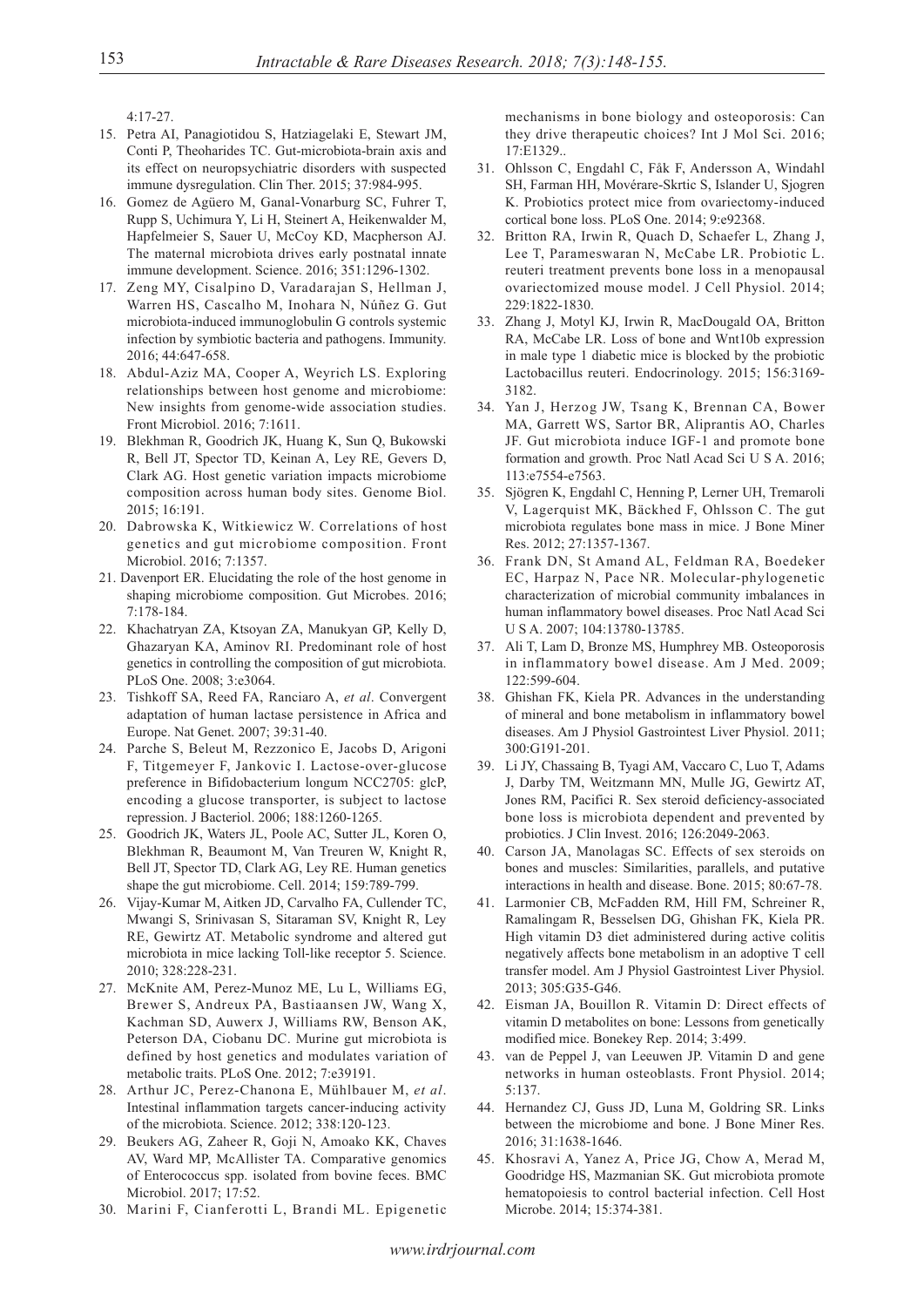4:17-27.

15. Petra AI, Panagiotidou S, Hatziagelaki E, Stewart JM, Conti P, Theoharides TC. Gut-microbiota-brain axis and its effect on neuropsychiatric disorders with suspected immune dysregulation. Clin Ther. 2015; 37:984-995.
16. Gomez de Agüero M, Ganal-Vonarburg SC, Fuhrer T, Rupp S, Uchimura Y, Li H, Steinert A, Heikenwalder M, Hapfelmeier S, Sauer U, McCoy KD, Macpherson AJ. The maternal microbiota drives early postnatal innate immune development. Science. 2016; 351:1296-1302.
17. Zeng MY, Cisalpino D, Varadarajan S, Hellman J, Warren HS, Cascalho M, Inohara N, Núñez G. Gut microbiota-induced immunoglobulin G controls systemic infection by symbiotic bacteria and pathogens. Immunity. 2016; 44:647-658.
18. Abdul-Aziz MA, Cooper A, Weyrich LS. Exploring relationships between host genome and microbiome: New insights from genome-wide association studies. Front Microbiol. 2016; 7:1611.
19. Blekhman R, Goodrich JK, Huang K, Sun Q, Bukowski R, Bell JT, Spector TD, Keinan A, Ley RE, Gevers D, Clark AG. Host genetic variation impacts microbiome composition across human body sites. Genome Biol. 2015; 16:191.
20. Dabrowska K, Witkiewicz W. Correlations of host genetics and gut microbiome composition. Front Microbiol. 2016; 7:1357.
21. Davenport ER. Elucidating the role of the host genome in shaping microbiome composition. Gut Microbes. 2016; 7:178-184.
22. Khachatryan ZA, Ktsoyan ZA, Manukyan GP, Kelly D, Ghazaryan KA, Aminov RI. Predominant role of host genetics in controlling the composition of gut microbiota. PLoS One. 2008; 3:e3064.
23. Tishkoff SA, Reed FA, Ranciaro A, *et al*. Convergent adaptation of human lactase persistence in Africa and Europe. Nat Genet. 2007; 39:31-40.
24. Parche S, Beleut M, Rezzonico E, Jacobs D, Arigoni F, Titgemeyer F, Jankovic I. Lactose-over-glucose preference in Bifidobacterium longum NCC2705: glcP, encoding a glucose transporter, is subject to lactose repression. J Bacteriol. 2006; 188:1260-1265.
25. Goodrich JK, Waters JL, Poole AC, Sutter JL, Koren O, Blekhman R, Beaumont M, Van Treuren W, Knight R, Bell JT, Spector TD, Clark AG, Ley RE. Human genetics shape the gut microbiome. Cell. 2014; 159:789-799.
26. Vijay-Kumar M, Aitken JD, Carvalho FA, Cullender TC, Mwangi S, Srinivasan S, Sitaraman SV, Knight R, Ley RE, Gewirtz AT. Metabolic syndrome and altered gut microbiota in mice lacking Toll-like receptor 5. Science. 2010; 328:228-231.
27. McKnite AM, Perez-Munoz ME, Lu L, Williams EG, Brewer S, Andreux PA, Bastiaansen JW, Wang X, Kachman SD, Auwerx J, Williams RW, Benson AK, Peterson DA, Ciobanu DC. Murine gut microbiota is defined by host genetics and modulates variation of metabolic traits. PLoS One. 2012; 7:e39191.
28. Arthur JC, Perez-Chanona E, Mühlbauer M, *et al*. Intestinal inflammation targets cancer-inducing activity of the microbiota. Science. 2012; 338:120-123.
29. Beukers AG, Zaheer R, Goji N, Amoako KK, Chaves AV, Ward MP, McAllister TA. Comparative genomics of Enterococcus spp. isolated from bovine feces. BMC Microbiol. 2017; 17:52.
30. Marini F, Cianferotti L, Brandi ML. Epigenetic mechanisms in bone biology and osteoporosis: Can they drive therapeutic choices? Int J Mol Sci. 2016; 17:E1329..
31. Ohlsson C, Engdahl C, Fåk F, Andersson A, Windahl SH, Farman HH, Movérare-Skrtic S, Islander U, Sjogren K. Probiotics protect mice from ovariectomy-induced cortical bone loss. PLoS One. 2014; 9:e92368.
32. Britton RA, Irwin R, Quach D, Schaefer L, Zhang J, Lee T, Parameswaran N, McCabe LR. Probiotic L. reuteri treatment prevents bone loss in a menopausal ovariectomized mouse model. J Cell Physiol. 2014; 229:1822-1830.
33. Zhang J, Motyl KJ, Irwin R, MacDougald OA, Britton RA, McCabe LR. Loss of bone and Wnt10b expression in male type 1 diabetic mice is blocked by the probiotic Lactobacillus reuteri. Endocrinology. 2015; 156:3169-3182.
34. Yan J, Herzog JW, Tsang K, Brennan CA, Bower MA, Garrett WS, Sartor BR, Aliprantis AO, Charles JF. Gut microbiota induce IGF-1 and promote bone formation and growth. Proc Natl Acad Sci U S A. 2016; 113:e7554-e7563.
35. Sjögren K, Engdahl C, Henning P, Lerner UH, Tremaroli V, Lagerquist MK, Bäckhed F, Ohlsson C. The gut microbiota regulates bone mass in mice. J Bone Miner Res. 2012; 27:1357-1367.
36. Frank DN, St Amand AL, Feldman RA, Boedeker EC, Harpaz N, Pace NR. Molecular-phylogenetic characterization of microbial community imbalances in human inflammatory bowel diseases. Proc Natl Acad Sci U S A. 2007; 104:13780-13785.
37. Ali T, Lam D, Bronze MS, Humphrey MB. Osteoporosis in inflammatory bowel disease. Am J Med. 2009; 122:599-604.
38. Ghishan FK, Kiela PR. Advances in the understanding of mineral and bone metabolism in inflammatory bowel diseases. Am J Physiol Gastrointest Liver Physiol. 2011; 300:G191-201.
39. Li JY, Chassaing B, Tyagi AM, Vaccaro C, Luo T, Adams J, Darby TM, Weitzmann MN, Mulle JG, Gewirtz AT, Jones RM, Pacifici R. Sex steroid deficiency-associated bone loss is microbiota dependent and prevented by probiotics. J Clin Invest. 2016; 126:2049-2063.
40. Carson JA, Manolagas SC. Effects of sex steroids on bones and muscles: Similarities, parallels, and putative interactions in health and disease. Bone. 2015; 80:67-78.
41. Larmonier CB, McFadden RM, Hill FM, Schreiner R, Ramalingam R, Besselsen DG, Ghishan FK, Kiela PR. High vitamin D3 diet administered during active colitis negatively affects bone metabolism in an adoptive T cell transfer model. Am J Physiol Gastrointest Liver Physiol. 2013; 305:G35-G46.
42. Eisman JA, Bouillon R. Vitamin D: Direct effects of vitamin D metabolites on bone: Lessons from genetically modified mice. Bonekey Rep. 2014; 3:499.
43. van de Peppel J, van Leeuwen JP. Vitamin D and gene networks in human osteoblasts. Front Physiol. 2014; 5:137.
44. Hernandez CJ, Guss JD, Luna M, Goldring SR. Links between the microbiome and bone. J Bone Miner Res. 2016; 31:1638-1646.
45. Khosravi A, Yanez A, Price JG, Chow A, Merad M, Goodridge HS, Mazmanian SK. Gut microbiota promote hematopoiesis to control bacterial infection. Cell Host Microbe. 2014; 15:374-381.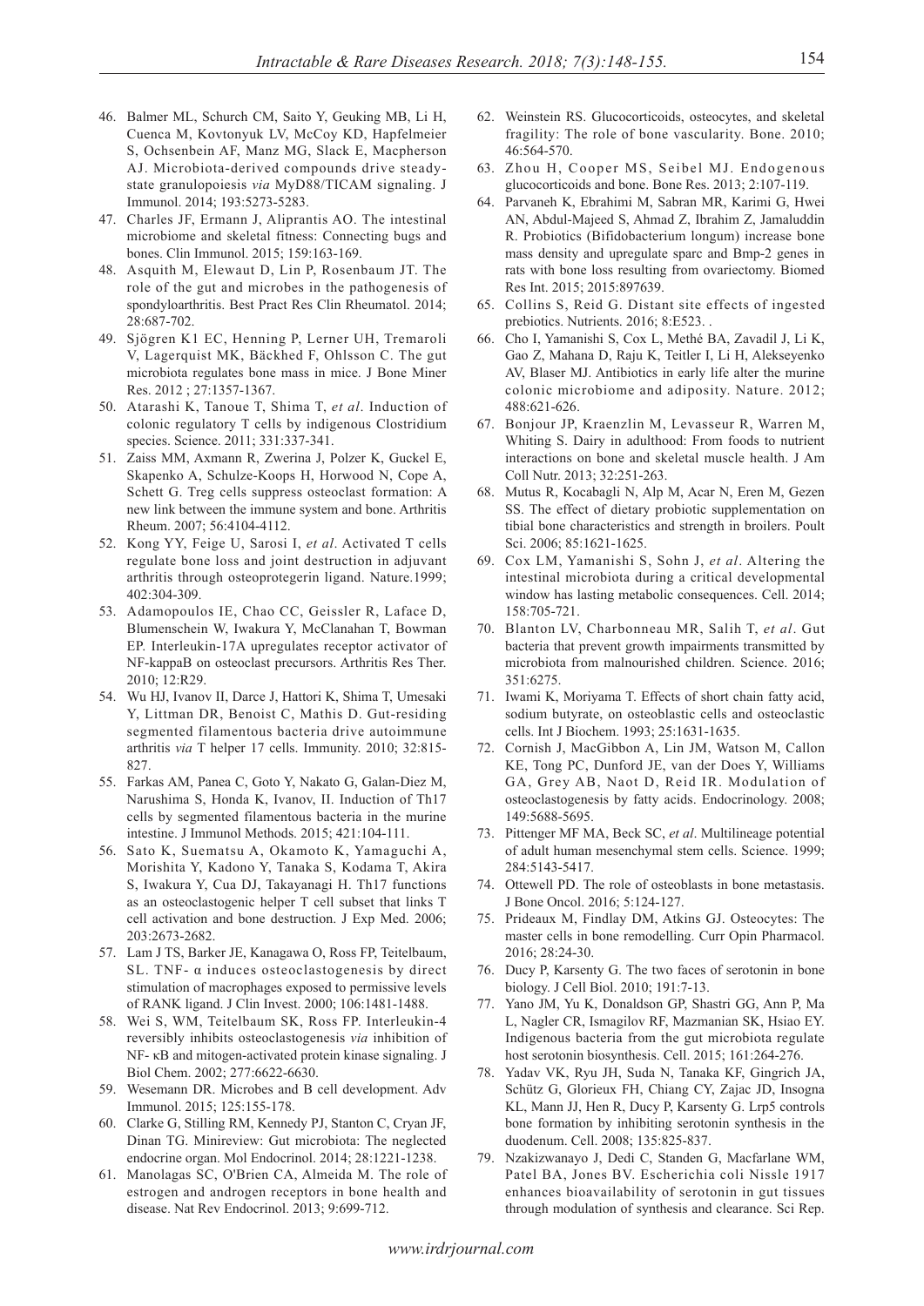46. Balmer ML, Schurch CM, Saito Y, Geuking MB, Li H, Cuenca M, Kovtonyuk LV, McCoy KD, Hapfelmeier S, Ochsenbein AF, Manz MG, Slack E, Macpherson AJ. Microbiota-derived compounds drive steady-state granulopoiesis *via* MyD88/TICAM signaling. J Immunol. 2014; 193:5273-5283.
47. Charles JF, Ermann J, Aliprantis AO. The intestinal microbiome and skeletal fitness: Connecting bugs and bones. Clin Immunol. 2015; 159:163-169.
48. Asquith M, Elewaut D, Lin P, Rosenbaum JT. The role of the gut and microbes in the pathogenesis of spondyloarthritis. Best Pract Res Clin Rheumatol. 2014; 28:687-702.
49. Sjögren K1 EC, Henning P, Lerner UH, Tremaroli V, Lagerquist MK, Bäckhed F, Ohlsson C. The gut microbiota regulates bone mass in mice. J Bone Miner Res. 2012 ; 27:1357-1367.
50. Atarashi K, Tanoue T, Shima T, *et al*. Induction of colonic regulatory T cells by indigenous Clostridium species. Science. 2011; 331:337-341.
51. Zaiss MM, Axmann R, Zwerina J, Polzer K, Guckel E, Skapenko A, Schulze-Koops H, Horwood N, Cope A, Schett G. Treg cells suppress osteoclast formation: A new link between the immune system and bone. Arthritis Rheum. 2007; 56:4104-4112.
52. Kong YY, Feige U, Sarosi I, *et al*. Activated T cells regulate bone loss and joint destruction in adjuvant arthritis through osteoprotegerin ligand. Nature.1999; 402:304-309.
53. Adamopoulos IE, Chao CC, Geissler R, Laface D, Blumenschein W, Iwakura Y, McClanahan T, Bowman EP. Interleukin-17A upregulates receptor activator of NF-kappaB on osteoclast precursors. Arthritis Res Ther. 2010; 12:R29.
54. Wu HJ, Ivanov II, Darce J, Hattori K, Shima T, Umesaki Y, Littman DR, Benoist C, Mathis D. Gut-residing segmented filamentous bacteria drive autoimmune arthritis *via* T helper 17 cells. Immunity. 2010; 32:815-827.
55. Farkas AM, Panea C, Goto Y, Nakato G, Galan-Diez M, Narushima S, Honda K, Ivanov, II. Induction of Th17 cells by segmented filamentous bacteria in the murine intestine. J Immunol Methods. 2015; 421:104-111.
56. Sato K, Suematsu A, Okamoto K, Yamaguchi A, Morishita Y, Kadono Y, Tanaka S, Kodama T, Akira S, Iwakura Y, Cua DJ, Takayanagi H. Th17 functions as an osteoclastogenic helper T cell subset that links T cell activation and bone destruction. J Exp Med. 2006; 203:2673-2682.
57. Lam J TS, Barker JE, Kanagawa O, Ross FP, Teitelbaum, SL. TNF- α induces osteoclastogenesis by direct stimulation of macrophages exposed to permissive levels of RANK ligand. J Clin Invest. 2000; 106:1481-1488.
58. Wei S, WM, Teitelbaum SK, Ross FP. Interleukin-4 reversibly inhibits osteoclastogenesis *via* inhibition of NF- κB and mitogen-activated protein kinase signaling. J Biol Chem. 2002; 277:6622-6630.
59. Wesemann DR. Microbes and B cell development. Adv Immunol. 2015; 125:155-178.
60. Clarke G, Stilling RM, Kennedy PJ, Stanton C, Cryan JF, Dinan TG. Minireview: Gut microbiota: The neglected endocrine organ. Mol Endocrinol. 2014; 28:1221-1238.
61. Manolagas SC, O'Brien CA, Almeida M. The role of estrogen and androgen receptors in bone health and disease. Nat Rev Endocrinol. 2013; 9:699-712.
62. Weinstein RS. Glucocorticoids, osteocytes, and skeletal fragility: The role of bone vascularity. Bone. 2010; 46:564-570.
63. Zhou H, Cooper MS, Seibel MJ. Endogenous glucocorticoids and bone. Bone Res. 2013; 2:107-119.
64. Parvaneh K, Ebrahimi M, Sabran MR, Karimi G, Hwei AN, Abdul-Majeed S, Ahmad Z, Ibrahim Z, Jamaluddin R. Probiotics (Bifidobacterium longum) increase bone mass density and upregulate sparc and Bmp-2 genes in rats with bone loss resulting from ovariectomy. Biomed Res Int. 2015; 2015:897639.
65. Collins S, Reid G. Distant site effects of ingested prebiotics. Nutrients. 2016; 8:E523. .
66. Cho I, Yamanishi S, Cox L, Methé BA, Zavadil J, Li K, Gao Z, Mahana D, Raju K, Teitler I, Li H, Alekseyenko AV, Blaser MJ. Antibiotics in early life alter the murine colonic microbiome and adiposity. Nature. 2012; 488:621-626.
67. Bonjour JP, Kraenzlin M, Levasseur R, Warren M, Whiting S. Dairy in adulthood: From foods to nutrient interactions on bone and skeletal muscle health. J Am Coll Nutr. 2013; 32:251-263.
68. Mutus R, Kocabagli N, Alp M, Acar N, Eren M, Gezen SS. The effect of dietary probiotic supplementation on tibial bone characteristics and strength in broilers. Poult Sci. 2006; 85:1621-1625.
69. Cox LM, Yamanishi S, Sohn J, *et al*. Altering the intestinal microbiota during a critical developmental window has lasting metabolic consequences. Cell. 2014; 158:705-721.
70. Blanton LV, Charbonneau MR, Salih T, *et al*. Gut bacteria that prevent growth impairments transmitted by microbiota from malnourished children. Science. 2016; 351:6275.
71. Iwami K, Moriyama T. Effects of short chain fatty acid, sodium butyrate, on osteoblastic cells and osteoclastic cells. Int J Biochem. 1993; 25:1631-1635.
72. Cornish J, MacGibbon A, Lin JM, Watson M, Callon KE, Tong PC, Dunford JE, van der Does Y, Williams GA, Grey AB, Naot D, Reid IR. Modulation of osteoclastogenesis by fatty acids. Endocrinology. 2008; 149:5688-5695.
73. Pittenger MF MA, Beck SC, *et al*. Multilineage potential of adult human mesenchymal stem cells. Science. 1999; 284:5143-5417.
74. Ottewell PD. The role of osteoblasts in bone metastasis. J Bone Oncol. 2016; 5:124-127.
75. Prideaux M, Findlay DM, Atkins GJ. Osteocytes: The master cells in bone remodelling. Curr Opin Pharmacol. 2016; 28:24-30.
76. Ducy P, Karsenty G. The two faces of serotonin in bone biology. J Cell Biol. 2010; 191:7-13.
77. Yano JM, Yu K, Donaldson GP, Shastri GG, Ann P, Ma L, Nagler CR, Ismagilov RF, Mazmanian SK, Hsiao EY. Indigenous bacteria from the gut microbiota regulate host serotonin biosynthesis. Cell. 2015; 161:264-276.
78. Yadav VK, Ryu JH, Suda N, Tanaka KF, Gingrich JA, Schütz G, Glorieux FH, Chiang CY, Zajac JD, Insogna KL, Mann JJ, Hen R, Ducy P, Karsenty G. Lrp5 controls bone formation by inhibiting serotonin synthesis in the duodenum. Cell. 2008; 135:825-837.
79. Nzakizwanayo J, Dedi C, Standen G, Macfarlane WM, Patel BA, Jones BV. Escherichia coli Nissle 1917 enhances bioavailability of serotonin in gut tissues through modulation of synthesis and clearance. Sci Rep.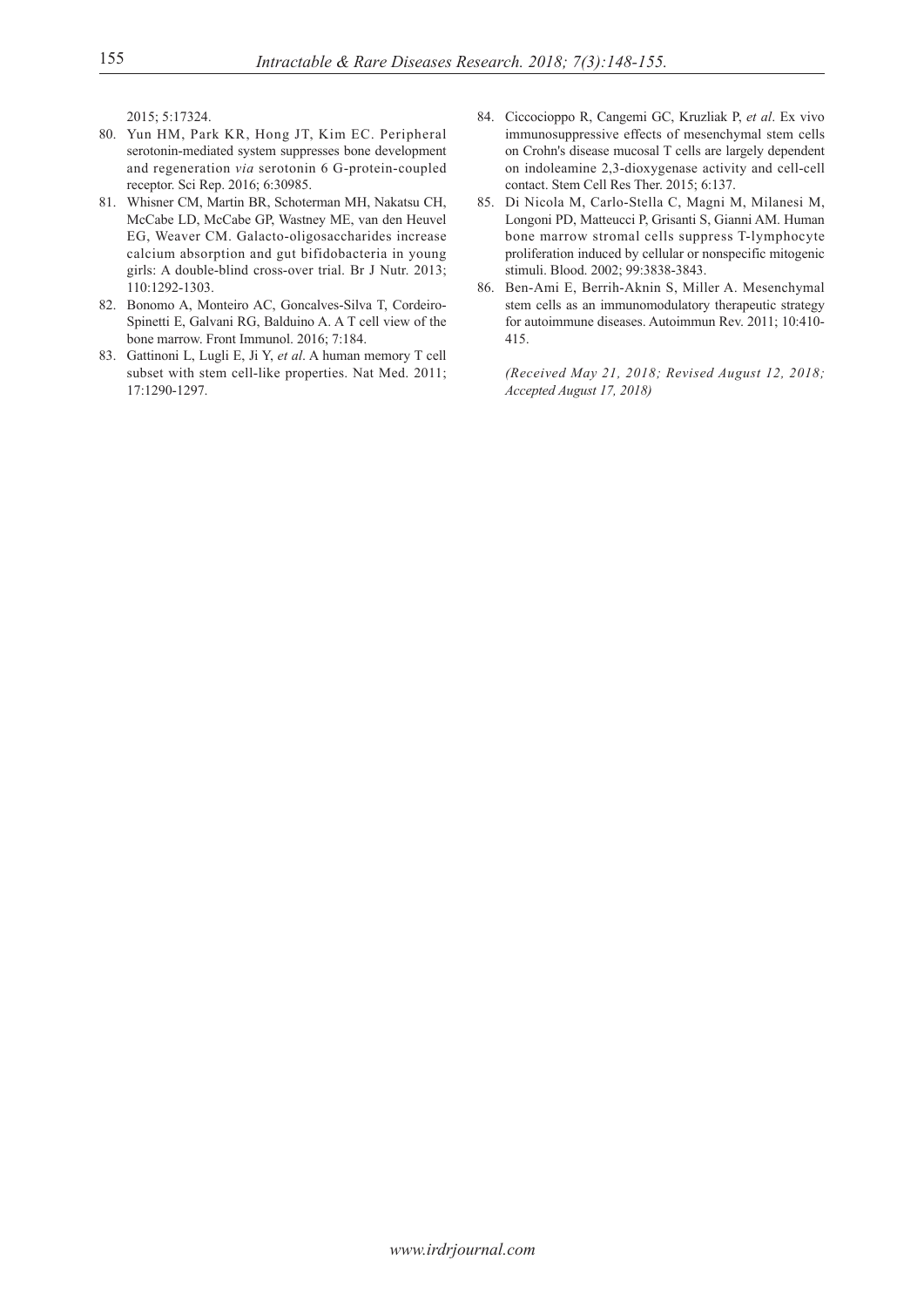2015; 5:17324.

80. Yun HM, Park KR, Hong JT, Kim EC. Peripheral serotonin-mediated system suppresses bone development and regeneration *via* serotonin 6 G-protein-coupled receptor. Sci Rep. 2016; 6:30985.
81. Whisner CM, Martin BR, Schoterman MH, Nakatsu CH, McCabe LD, McCabe GP, Wastney ME, van den Heuvel EG, Weaver CM. Galacto-oligosaccharides increase calcium absorption and gut bifidobacteria in young girls: A double-blind cross-over trial. Br J Nutr. 2013; 110:1292-1303.
82. Bonomo A, Monteiro AC, Goncalves-Silva T, Cordeiro-Spinetti E, Galvani RG, Balduino A. A T cell view of the bone marrow. Front Immunol. 2016; 7:184.
83. Gattinoni L, Lugli E, Ji Y, *et al*. A human memory T cell subset with stem cell-like properties. Nat Med. 2011; 17:1290-1297.
84. Ciccocioppo R, Cangemi GC, Kruzliak P, *et al*. Ex vivo immunosuppressive effects of mesenchymal stem cells on Crohn's disease mucosal T cells are largely dependent on indoleamine 2,3-dioxygenase activity and cell-cell contact. Stem Cell Res Ther. 2015; 6:137.
85. Di Nicola M, Carlo-Stella C, Magni M, Milanesi M, Longoni PD, Matteucci P, Grisanti S, Gianni AM. Human bone marrow stromal cells suppress T-lymphocyte proliferation induced by cellular or nonspecific mitogenic stimuli. Blood. 2002; 99:3838-3843.
86. Ben-Ami E, Berrih-Aknin S, Miller A. Mesenchymal stem cells as an immunomodulatory therapeutic strategy for autoimmune diseases. Autoimmun Rev. 2011; 10:410-415.

*(Received May 21, 2018; Revised August 12, 2018; Accepted August 17, 2018)*